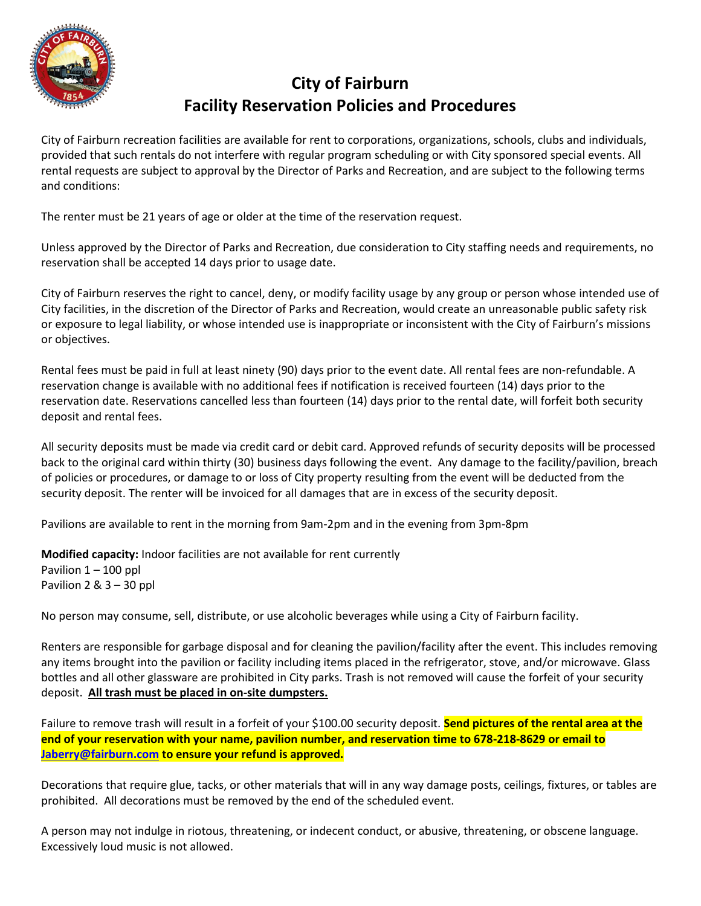# City of Fairburn
# Facility Reservation Policies and Procedures

City of Fairburn recreation facilities are available for rent to corporations, organizations, schools, clubs and individuals, provided that such rentals do not interfere with regular program scheduling or with City sponsored special events. All rental requests are subject to approval by the Director of Parks and Recreation, and are subject to the following terms and conditions:

The renter must be 21 years of age or older at the time of the reservation request.

Unless approved by the Director of Parks and Recreation, due consideration to City staffing needs and requirements, no reservation shall be accepted 14 days prior to usage date.

City of Fairburn reserves the right to cancel, deny, or modify facility usage by any group or person whose intended use of City facilities, in the discretion of the Director of Parks and Recreation, would create an unreasonable public safety risk or exposure to legal liability, or whose intended use is inappropriate or inconsistent with the City of Fairburn's missions or objectives.

Rental fees must be paid in full at least ninety (90) days prior to the event date. All rental fees are non-refundable. A reservation change is available with no additional fees if notification is received fourteen (14) days prior to the reservation date. Reservations cancelled less than fourteen (14) days prior to the rental date, will forfeit both security deposit and rental fees.

All security deposits must be made via credit card or debit card. Approved refunds of security deposits will be processed back to the original card within thirty (30) business days following the event. Any damage to the facility/pavilion, breach of policies or procedures, or damage to or loss of City property resulting from the event will be deducted from the security deposit. The renter will be invoiced for all damages that are in excess of the security deposit.

Pavilions are available to rent in the morning from 9am-2pm and in the evening from 3pm-8pm

**Modified capacity:** Indoor facilities are not available for rent currently
Pavilion 1 – 100 ppl
Pavilion 2 & 3 – 30 ppl

No person may consume, sell, distribute, or use alcoholic beverages while using a City of Fairburn facility.

Renters are responsible for garbage disposal and for cleaning the pavilion/facility after the event. This includes removing any items brought into the pavilion or facility including items placed in the refrigerator, stove, and/or microwave. Glass bottles and all other glassware are prohibited in City parks. Trash is not removed will cause the forfeit of your security deposit. **All trash must be placed in on-site dumpsters.**

Failure to remove trash will result in a forfeit of your $100.00 security deposit. **Send pictures of the rental area at the end of your reservation with your name, pavilion number, and reservation time to 678-218-8629 or email to Jaberry@fairburn.com to ensure your refund is approved.**

Decorations that require glue, tacks, or other materials that will in any way damage posts, ceilings, fixtures, or tables are prohibited. All decorations must be removed by the end of the scheduled event.

A person may not indulge in riotous, threatening, or indecent conduct, or abusive, threatening, or obscene language. Excessively loud music is not allowed.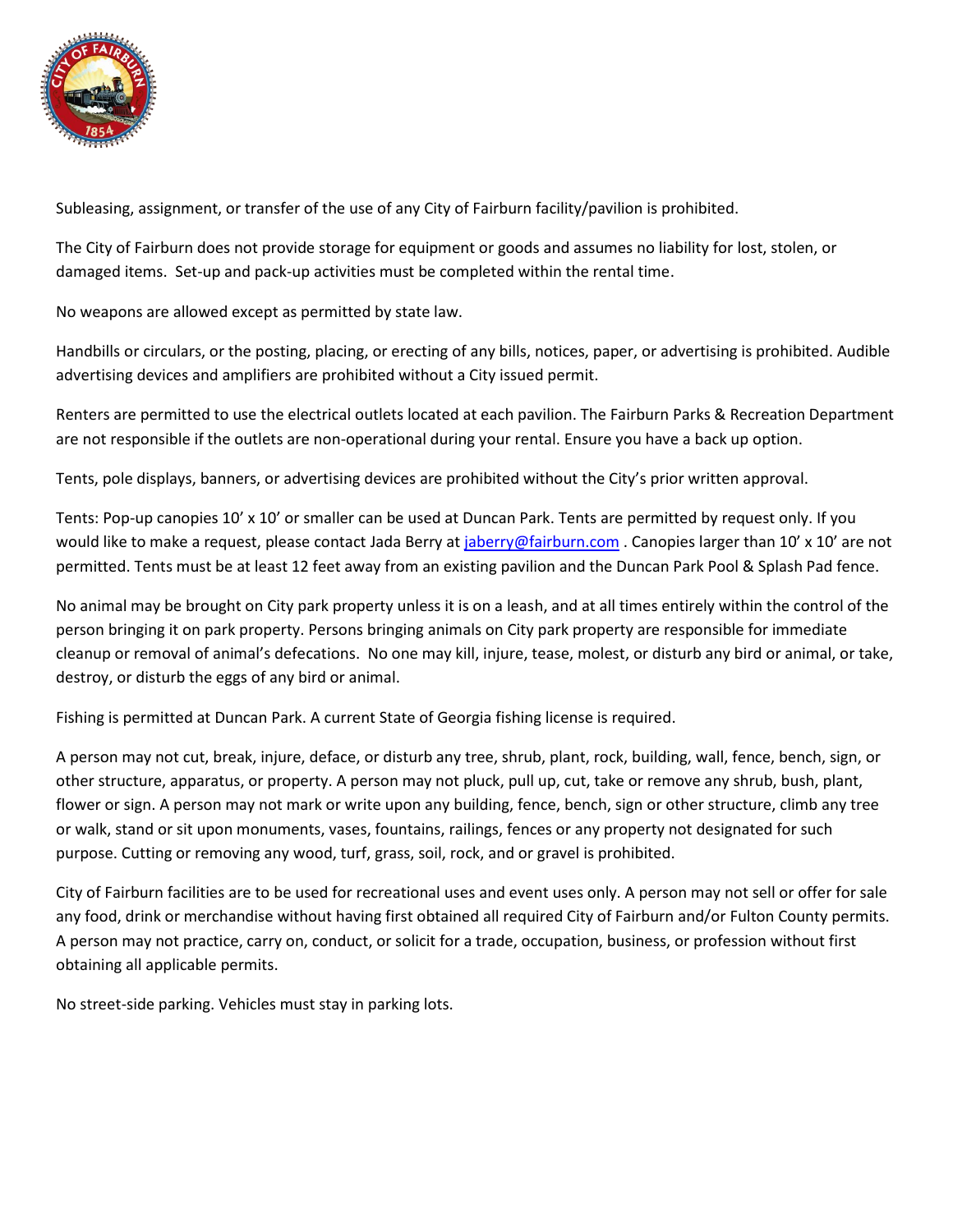Subleasing, assignment, or transfer of the use of any City of Fairburn facility/pavilion is prohibited.

The City of Fairburn does not provide storage for equipment or goods and assumes no liability for lost, stolen, or damaged items. Set-up and pack-up activities must be completed within the rental time.

No weapons are allowed except as permitted by state law.

Handbills or circulars, or the posting, placing, or erecting of any bills, notices, paper, or advertising is prohibited. Audible advertising devices and amplifiers are prohibited without a City issued permit.

Renters are permitted to use the electrical outlets located at each pavilion. The Fairburn Parks & Recreation Department are not responsible if the outlets are non-operational during your rental. Ensure you have a back up option.

Tents, pole displays, banners, or advertising devices are prohibited without the City's prior written approval.

Tents: Pop-up canopies 10' x 10' or smaller can be used at Duncan Park. Tents are permitted by request only. If you would like to make a request, please contact Jada Berry at jaberry@fairburn.com . Canopies larger than 10' x 10' are not permitted. Tents must be at least 12 feet away from an existing pavilion and the Duncan Park Pool & Splash Pad fence.

No animal may be brought on City park property unless it is on a leash, and at all times entirely within the control of the person bringing it on park property. Persons bringing animals on City park property are responsible for immediate cleanup or removal of animal's defecations. No one may kill, injure, tease, molest, or disturb any bird or animal, or take, destroy, or disturb the eggs of any bird or animal.

Fishing is permitted at Duncan Park. A current State of Georgia fishing license is required.

A person may not cut, break, injure, deface, or disturb any tree, shrub, plant, rock, building, wall, fence, bench, sign, or other structure, apparatus, or property. A person may not pluck, pull up, cut, take or remove any shrub, bush, plant, flower or sign. A person may not mark or write upon any building, fence, bench, sign or other structure, climb any tree or walk, stand or sit upon monuments, vases, fountains, railings, fences or any property not designated for such purpose. Cutting or removing any wood, turf, grass, soil, rock, and or gravel is prohibited.

City of Fairburn facilities are to be used for recreational uses and event uses only. A person may not sell or offer for sale any food, drink or merchandise without having first obtained all required City of Fairburn and/or Fulton County permits. A person may not practice, carry on, conduct, or solicit for a trade, occupation, business, or profession without first obtaining all applicable permits.

No street-side parking. Vehicles must stay in parking lots.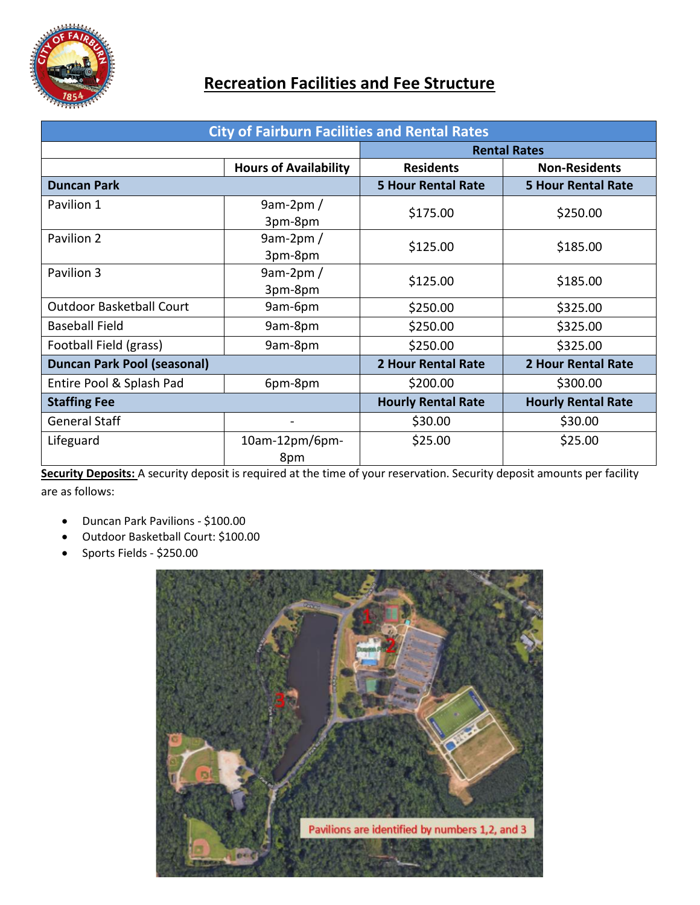# Recreation Facilities and Fee Structure

| City of Fairburn Facilities and Rental Rates | | | |
|---|---|---|---|
| | | Rental Rates | |
| | Hours of Availability | Residents | Non-Residents |
| **Duncan Park** | | **5 Hour Rental Rate** | **5 Hour Rental Rate** |
| Pavilion 1 | 9am-2pm / 3pm-8pm | $175.00 | $250.00 |
| Pavilion 2 | 9am-2pm / 3pm-8pm | $125.00 | $185.00 |
| Pavilion 3 | 9am-2pm / 3pm-8pm | $125.00 | $185.00 |
| Outdoor Basketball Court | 9am-6pm | $250.00 | $325.00 |
| Baseball Field | 9am-8pm | $250.00 | $325.00 |
| Football Field (grass) | 9am-8pm | $250.00 | $325.00 |
| **Duncan Park Pool (seasonal)** | | **2 Hour Rental Rate** | **2 Hour Rental Rate** |
| Entire Pool & Splash Pad | 6pm-8pm | $200.00 | $300.00 |
| **Staffing Fee** | | **Hourly Rental Rate** | **Hourly Rental Rate** |
| General Staff | - | $30.00 | $30.00 |
| Lifeguard | 10am-12pm/6pm-8pm | $25.00 | $25.00 |

**Security Deposits:** A security deposit is required at the time of your reservation. Security deposit amounts per facility are as follows:

- Duncan Park Pavilions - $100.00
- Outdoor Basketball Court: $100.00
- Sports Fields - $250.00

Pavilions are identified by numbers 1,2, and 3